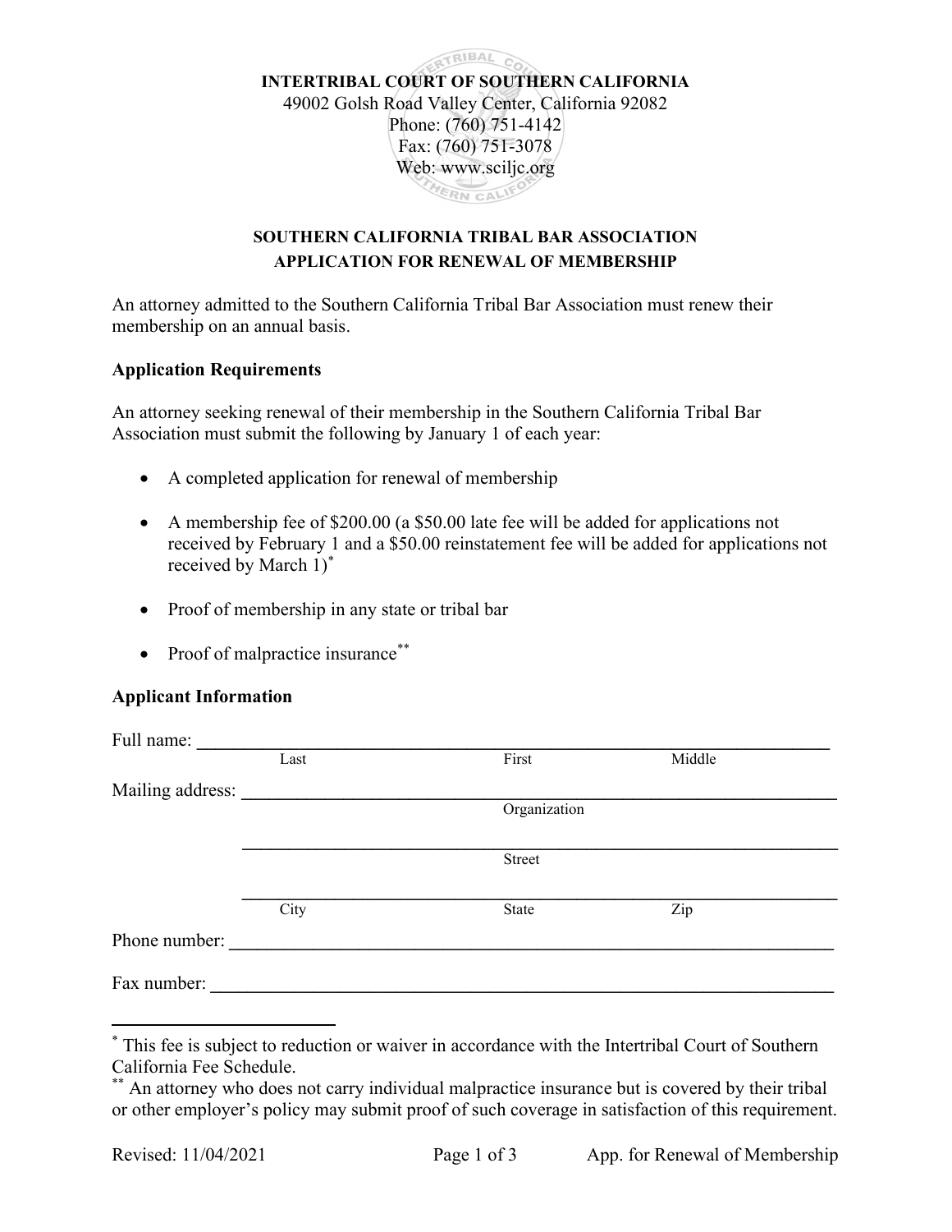**INTERTRIBAL COURT OF SOUTHERN CALIFORNIA**
49002 Golsh Road Valley Center, California 92082
Phone: (760) 751-4142
Fax: (760) 751-3078
Web: www.sciljc.org

## SOUTHERN CALIFORNIA TRIBAL BAR ASSOCIATION
## APPLICATION FOR RENEWAL OF MEMBERSHIP

An attorney admitted to the Southern California Tribal Bar Association must renew their membership on an annual basis.

### Application Requirements

An attorney seeking renewal of their membership in the Southern California Tribal Bar Association must submit the following by January 1 of each year:

- A completed application for renewal of membership
- A membership fee of $200.00 (a $50.00 late fee will be added for applications not received by February 1 and a $50.00 reinstatement fee will be added for applications not received by March 1)*
- Proof of membership in any state or tribal bar
- Proof of malpractice insurance**

### Applicant Information

Full name: ______________________________________________
Last First Middle

Mailing address: ______________________________________________
Organization

______________________________________________
Street

______________________________________________
City State Zip

Phone number: ______________________________________________

Fax number: ______________________________________________

---

* This fee is subject to reduction or waiver in accordance with the Intertribal Court of Southern California Fee Schedule.

** An attorney who does not carry individual malpractice insurance but is covered by their tribal or other employer's policy may submit proof of such coverage in satisfaction of this requirement.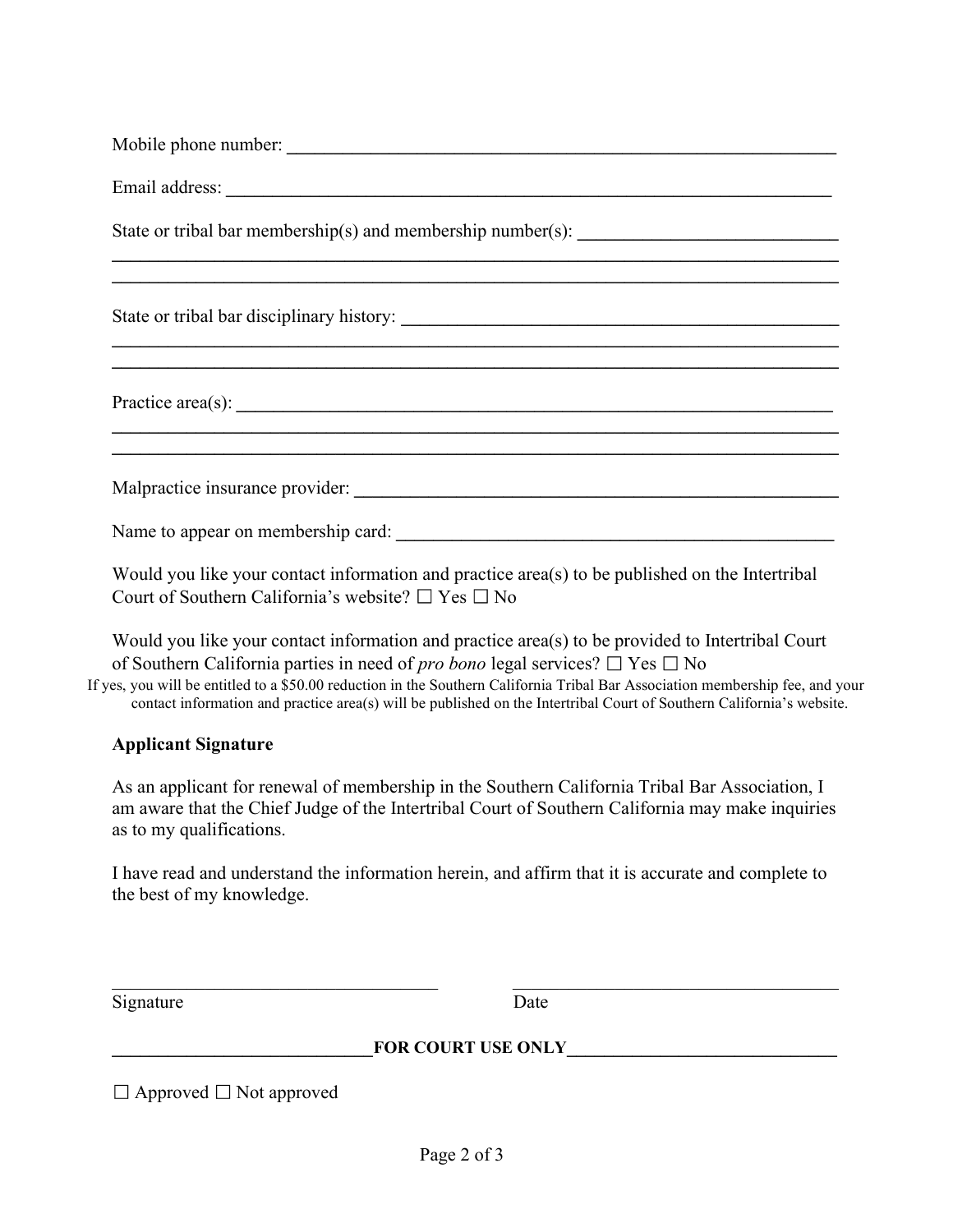Mobile phone number: ______________________________________________________________

Email address: ___________________________________________________________________

State or tribal bar membership(s) and membership number(s): ___________________________
_________________________________________________________________________________
_________________________________________________________________________________

State or tribal bar disciplinary history: _______________________________________________
_________________________________________________________________________________
_________________________________________________________________________________

Practice area(s): _________________________________________________________________
_________________________________________________________________________________
_________________________________________________________________________________

Malpractice insurance provider: ____________________________________________________

Name to appear on membership card: ________________________________________________

Would you like your contact information and practice area(s) to be published on the Intertribal Court of Southern California's website? ☐ Yes ☐ No

Would you like your contact information and practice area(s) to be provided to Intertribal Court of Southern California parties in need of *pro bono* legal services? ☐ Yes ☐ No

If yes, you will be entitled to a $50.00 reduction in the Southern California Tribal Bar Association membership fee, and your contact information and practice area(s) will be published on the Intertribal Court of Southern California's website.

**Applicant Signature**

As an applicant for renewal of membership in the Southern California Tribal Bar Association, I am aware that the Chief Judge of the Intertribal Court of Southern California may make inquiries as to my qualifications.

I have read and understand the information herein, and affirm that it is accurate and complete to the best of my knowledge.

____________________________________ ____________________________________

Signature Date

**FOR COURT USE ONLY**

☐ Approved ☐ Not approved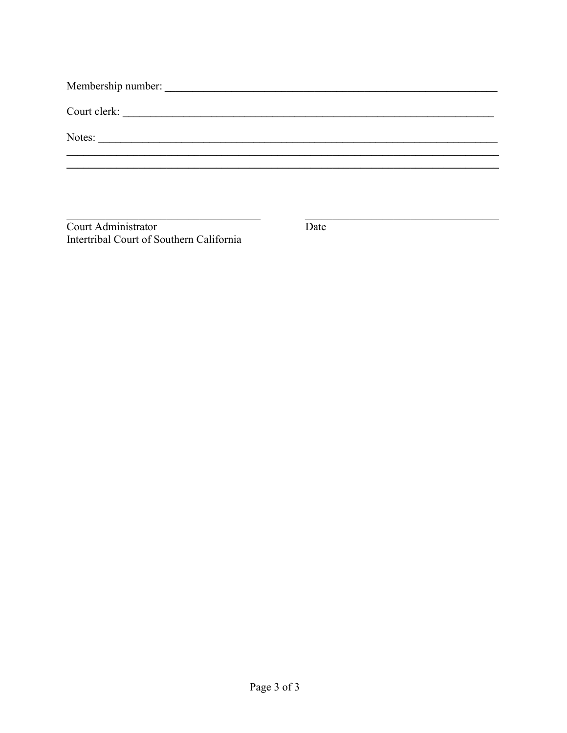Membership number: ______________________________________________________________

Court clerk: ____________________________________________________________________

Notes: _________________________________________________________________________
________________________________________________________________________________
________________________________________________________________________________

_____________________________________ &nbsp;&nbsp;&nbsp;&nbsp;&nbsp;&nbsp;&nbsp;&nbsp; _____________________________________
Court Administrator &nbsp;&nbsp;&nbsp;&nbsp;&nbsp;&nbsp;&nbsp;&nbsp;&nbsp;&nbsp;&nbsp;&nbsp;&nbsp;&nbsp;&nbsp;&nbsp;&nbsp;&nbsp;&nbsp;&nbsp;&nbsp;&nbsp;&nbsp;&nbsp;&nbsp;&nbsp;&nbsp;&nbsp;&nbsp;&nbsp;&nbsp;&nbsp;&nbsp;&nbsp;&nbsp;&nbsp;&nbsp;&nbsp;&nbsp;&nbsp; Date
Intertribal Court of Southern California